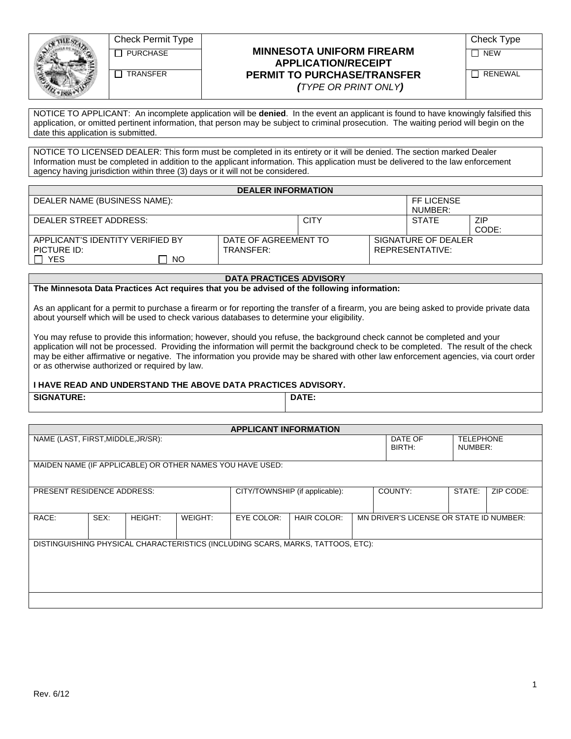| Check Permit Type | MINNESOTA UNIFORM FIREARM APPLICATION/RECEIPT PERMIT TO PURCHASE/TRANSFER *(TYPE OR PRINT ONLY)* | Check Type |
|---|---|---|
| ☐ PURCHASE | | ☐ NEW |
| ☐ TRANSFER | | ☐ RENEWAL |

NOTICE TO APPLICANT: An incomplete application will be **denied**. In the event an applicant is found to have knowingly falsified this application, or omitted pertinent information, that person may be subject to criminal prosecution. The waiting period will begin on the date this application is submitted.

NOTICE TO LICENSED DEALER: This form must be completed in its entirety or it will be denied. The section marked Dealer Information must be completed in addition to the applicant information. This application must be delivered to the law enforcement agency having jurisdiction within three (3) days or it will not be considered.

## DEALER INFORMATION

| | | | |
|---|---|---|---|
| DEALER NAME (BUSINESS NAME): | | FF LICENSE NUMBER: | |
| DEALER STREET ADDRESS: | CITY | STATE | ZIP CODE: |
| APPLICANT'S IDENTITY VERIFIED BY PICTURE ID: ☐ YES ☐ NO | DATE OF AGREEMENT TO TRANSFER: | SIGNATURE OF DEALER REPRESENTATIVE: | |

## DATA PRACTICES ADVISORY

**The Minnesota Data Practices Act requires that you be advised of the following information:**

As an applicant for a permit to purchase a firearm or for reporting the transfer of a firearm, you are being asked to provide private data about yourself which will be used to check various databases to determine your eligibility.

You may refuse to provide this information; however, should you refuse, the background check cannot be completed and your application will not be processed. Providing the information will permit the background check to be completed. The result of the check may be either affirmative or negative. The information you provide may be shared with other law enforcement agencies, via court order or as otherwise authorized or required by law.

**I HAVE READ AND UNDERSTAND THE ABOVE DATA PRACTICES ADVISORY.**

| | |
|---|---|
| **SIGNATURE:** | **DATE:** |

## APPLICANT INFORMATION

| | | | | | | | | | |
|---|---|---|---|---|---|---|---|---|---|
| NAME (LAST, FIRST,MIDDLE,JR/SR): | | | | | | | DATE OF BIRTH: | TELEPHONE NUMBER: | |
| MAIDEN NAME (IF APPLICABLE) OR OTHER NAMES YOU HAVE USED: | | | | | | | | | |
| PRESENT RESIDENCE ADDRESS: | | | | CITY/TOWNSHIP (if applicable): | | | COUNTY: | STATE: | ZIP CODE: |
| RACE: | SEX: | HEIGHT: | WEIGHT: | EYE COLOR: | HAIR COLOR: | MN DRIVER'S LICENSE OR STATE ID NUMBER: | | | |
| DISTINGUISHING PHYSICAL CHARACTERISTICS (INCLUDING SCARS, MARKS, TATTOOS, ETC): | | | | | | | | | |
| | | | | | | | | | |

Rev. 6/12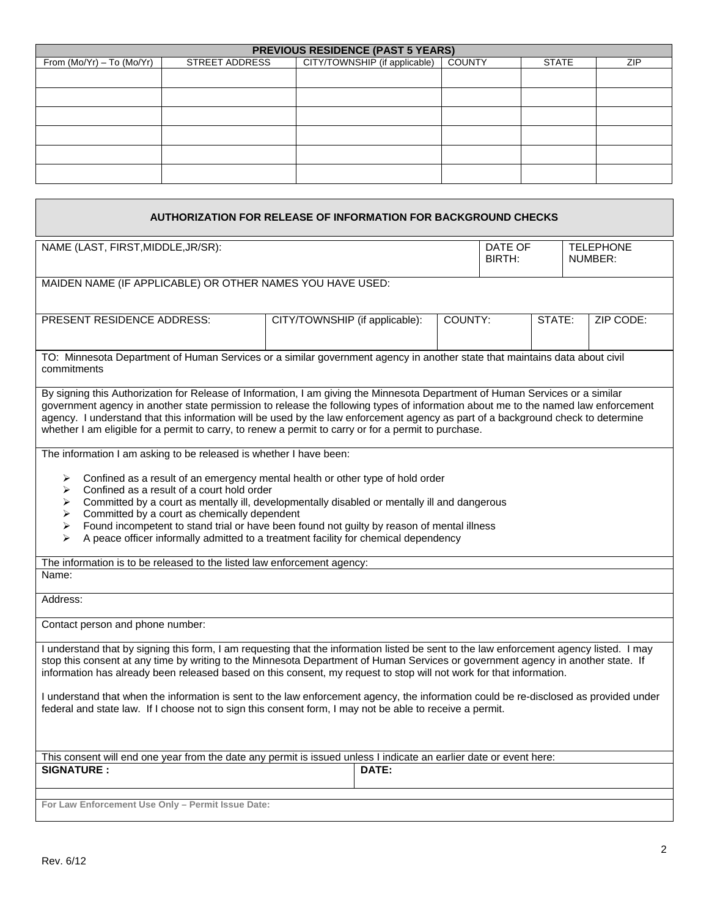## PREVIOUS RESIDENCE (PAST 5 YEARS)

| From (Mo/Yr) – To (Mo/Yr) | STREET ADDRESS | CITY/TOWNSHIP (if applicable) | COUNTY | STATE | ZIP |
|---|---|---|---|---|---|
| | | | | | |
| | | | | | |
| | | | | | |
| | | | | | |
| | | | | | |
| | | | | | |

## AUTHORIZATION FOR RELEASE OF INFORMATION FOR BACKGROUND CHECKS

| NAME (LAST, FIRST,MIDDLE,JR/SR): | DATE OF BIRTH: | TELEPHONE NUMBER: |
|---|---|---|
| | | |

MAIDEN NAME (IF APPLICABLE) OR OTHER NAMES YOU HAVE USED:

| PRESENT RESIDENCE ADDRESS: | CITY/TOWNSHIP (if applicable): | COUNTY: | STATE: | ZIP CODE: |
|---|---|---|---|---|
| | | | | |

TO: Minnesota Department of Human Services or a similar government agency in another state that maintains data about civil commitments

By signing this Authorization for Release of Information, I am giving the Minnesota Department of Human Services or a similar government agency in another state permission to release the following types of information about me to the named law enforcement agency. I understand that this information will be used by the law enforcement agency as part of a background check to determine whether I am eligible for a permit to carry, to renew a permit to carry or for a permit to purchase.

The information I am asking to be released is whether I have been:

- Confined as a result of an emergency mental health or other type of hold order
- Confined as a result of a court hold order
- Committed by a court as mentally ill, developmentally disabled or mentally ill and dangerous
- Committed by a court as chemically dependent
- Found incompetent to stand trial or have been found not guilty by reason of mental illness
- A peace officer informally admitted to a treatment facility for chemical dependency

The information is to be released to the listed law enforcement agency:

Name:

Address:

Contact person and phone number:

I understand that by signing this form, I am requesting that the information listed be sent to the law enforcement agency listed. I may stop this consent at any time by writing to the Minnesota Department of Human Services or government agency in another state. If information has already been released based on this consent, my request to stop will not work for that information.

I understand that when the information is sent to the law enforcement agency, the information could be re-disclosed as provided under federal and state law. If I choose not to sign this consent form, I may not be able to receive a permit.

This consent will end one year from the date any permit is issued unless I indicate an earlier date or event here:

| **SIGNATURE :** | **DATE:** |
|---|---|
| | |

**For Law Enforcement Use Only – Permit Issue Date:**

Rev. 6/12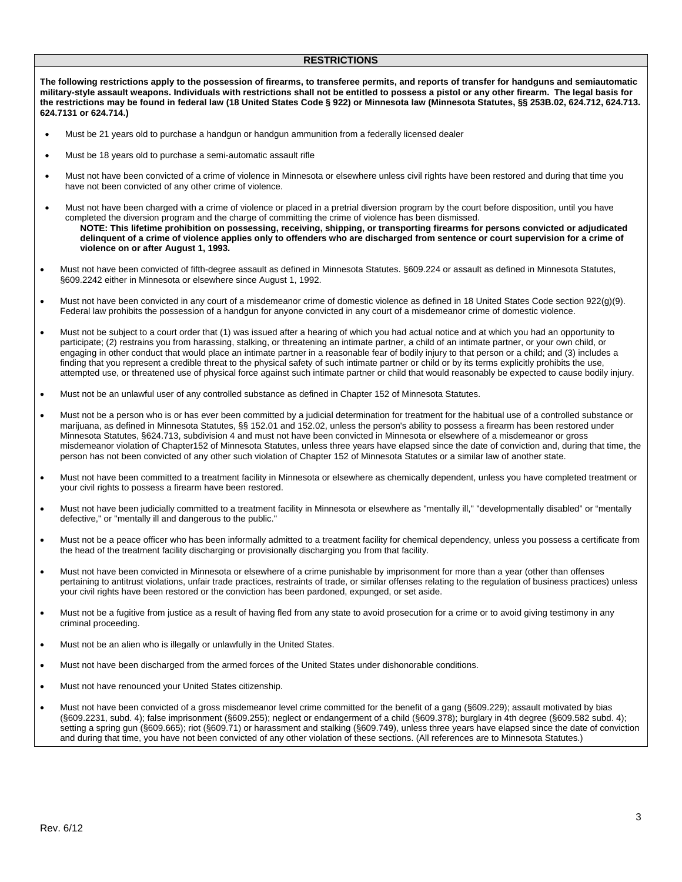## RESTRICTIONS

**The following restrictions apply to the possession of firearms, to transferee permits, and reports of transfer for handguns and semiautomatic military-style assault weapons. Individuals with restrictions shall not be entitled to possess a pistol or any other firearm. The legal basis for the restrictions may be found in federal law (18 United States Code § 922) or Minnesota law (Minnesota Statutes, §§ 253B.02, 624.712, 624.713. 624.7131 or 624.714.)**

- Must be 21 years old to purchase a handgun or handgun ammunition from a federally licensed dealer
- Must be 18 years old to purchase a semi-automatic assault rifle
- Must not have been convicted of a crime of violence in Minnesota or elsewhere unless civil rights have been restored and during that time you have not been convicted of any other crime of violence.
- Must not have been charged with a crime of violence or placed in a pretrial diversion program by the court before disposition, until you have completed the diversion program and the charge of committing the crime of violence has been dismissed.
  **NOTE: This lifetime prohibition on possessing, receiving, shipping, or transporting firearms for persons convicted or adjudicated delinquent of a crime of violence applies only to offenders who are discharged from sentence or court supervision for a crime of violence on or after August 1, 1993.**
- Must not have been convicted of fifth-degree assault as defined in Minnesota Statutes. §609.224 or assault as defined in Minnesota Statutes, §609.2242 either in Minnesota or elsewhere since August 1, 1992.
- Must not have been convicted in any court of a misdemeanor crime of domestic violence as defined in 18 United States Code section 922(g)(9). Federal law prohibits the possession of a handgun for anyone convicted in any court of a misdemeanor crime of domestic violence.
- Must not be subject to a court order that (1) was issued after a hearing of which you had actual notice and at which you had an opportunity to participate; (2) restrains you from harassing, stalking, or threatening an intimate partner, a child of an intimate partner, or your own child, or engaging in other conduct that would place an intimate partner in a reasonable fear of bodily injury to that person or a child; and (3) includes a finding that you represent a credible threat to the physical safety of such intimate partner or child or by its terms explicitly prohibits the use, attempted use, or threatened use of physical force against such intimate partner or child that would reasonably be expected to cause bodily injury.
- Must not be an unlawful user of any controlled substance as defined in Chapter 152 of Minnesota Statutes.
- Must not be a person who is or has ever been committed by a judicial determination for treatment for the habitual use of a controlled substance or marijuana, as defined in Minnesota Statutes, §§ 152.01 and 152.02, unless the person's ability to possess a firearm has been restored under Minnesota Statutes, §624.713, subdivision 4 and must not have been convicted in Minnesota or elsewhere of a misdemeanor or gross misdemeanor violation of Chapter152 of Minnesota Statutes, unless three years have elapsed since the date of conviction and, during that time, the person has not been convicted of any other such violation of Chapter 152 of Minnesota Statutes or a similar law of another state.
- Must not have been committed to a treatment facility in Minnesota or elsewhere as chemically dependent, unless you have completed treatment or your civil rights to possess a firearm have been restored.
- Must not have been judicially committed to a treatment facility in Minnesota or elsewhere as "mentally ill," "developmentally disabled" or "mentally defective," or "mentally ill and dangerous to the public."
- Must not be a peace officer who has been informally admitted to a treatment facility for chemical dependency, unless you possess a certificate from the head of the treatment facility discharging or provisionally discharging you from that facility.
- Must not have been convicted in Minnesota or elsewhere of a crime punishable by imprisonment for more than a year (other than offenses pertaining to antitrust violations, unfair trade practices, restraints of trade, or similar offenses relating to the regulation of business practices) unless your civil rights have been restored or the conviction has been pardoned, expunged, or set aside.
- Must not be a fugitive from justice as a result of having fled from any state to avoid prosecution for a crime or to avoid giving testimony in any criminal proceeding.
- Must not be an alien who is illegally or unlawfully in the United States.
- Must not have been discharged from the armed forces of the United States under dishonorable conditions.
- Must not have renounced your United States citizenship.
- Must not have been convicted of a gross misdemeanor level crime committed for the benefit of a gang (§609.229); assault motivated by bias (§609.2231, subd. 4); false imprisonment (§609.255); neglect or endangerment of a child (§609.378); burglary in 4th degree (§609.582 subd. 4); setting a spring gun (§609.665); riot (§609.71) or harassment and stalking (§609.749), unless three years have elapsed since the date of conviction and during that time, you have not been convicted of any other violation of these sections. (All references are to Minnesota Statutes.)

Rev. 6/12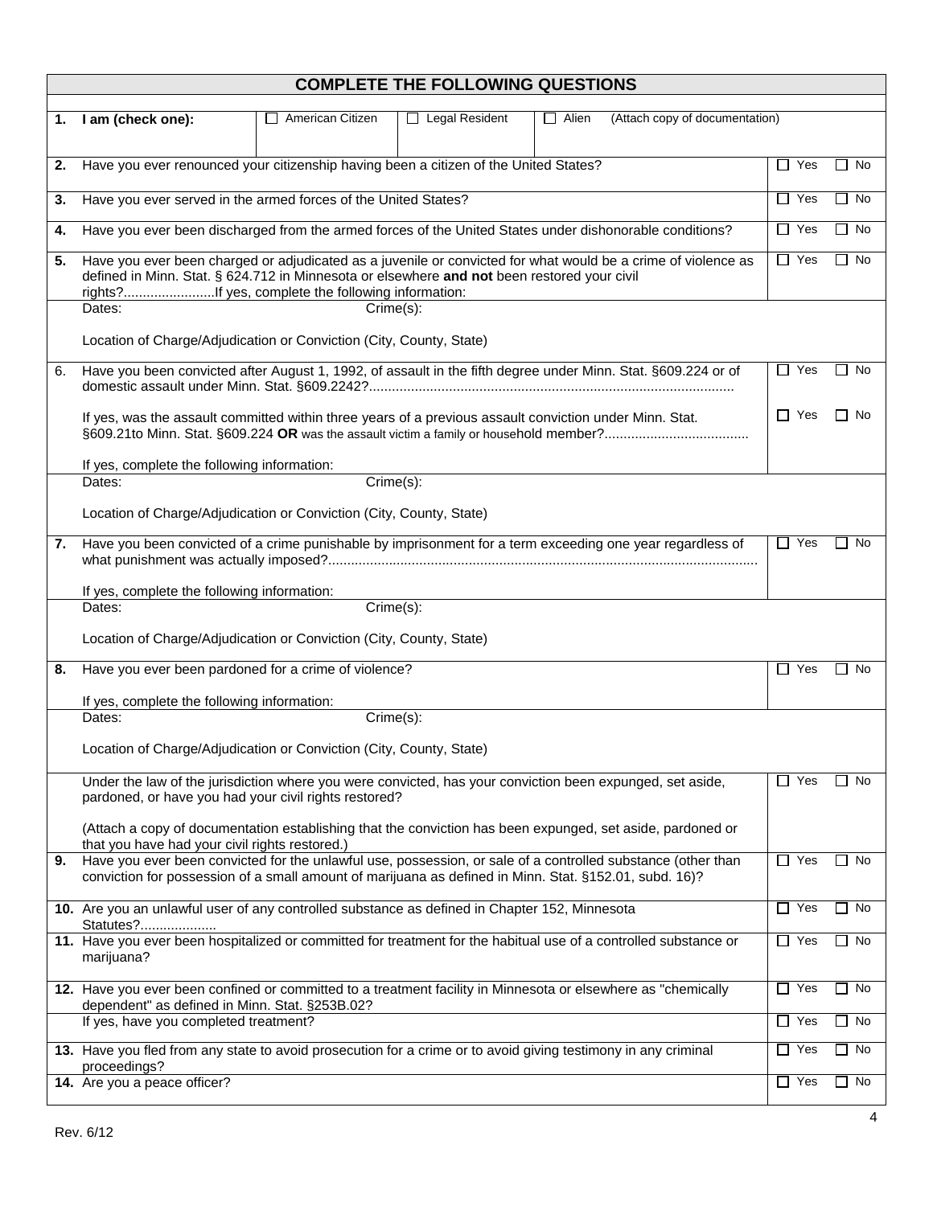## COMPLETE THE FOLLOWING QUESTIONS

| | | | |
|---|---|---|---|
| **1.** | **I am (check one):** ☐ American Citizen ☐ Legal Resident ☐ Alien (Attach copy of documentation) | | |
| **2.** | Have you ever renounced your citizenship having been a citizen of the United States? | ☐ Yes | ☐ No |
| **3.** | Have you ever served in the armed forces of the United States? | ☐ Yes | ☐ No |
| **4.** | Have you ever been discharged from the armed forces of the United States under dishonorable conditions? | ☐ Yes | ☐ No |
| **5.** | Have you ever been charged or adjudicated as a juvenile or convicted for what would be a crime of violence as defined in Minn. Stat. § 624.712 in Minnesota or elsewhere **and not** been restored your civil rights?........................If yes, complete the following information: | ☐ Yes | ☐ No |
| | Dates: Crime(s):<br><br>Location of Charge/Adjudication or Conviction (City, County, State) | | |
| 6. | Have you been convicted after August 1, 1992, of assault in the fifth degree under Minn. Stat. §609.224 or of domestic assault under Minn. Stat. §609.2242?............................................................................................... | ☐ Yes | ☐ No |
| | If yes, was the assault committed within three years of a previous assault conviction under Minn. Stat. §609.21to Minn. Stat. §609.224 **OR** was the assault victim a family or household member?......................................<br><br>If yes, complete the following information: | ☐ Yes | ☐ No |
| | Dates: Crime(s):<br><br>Location of Charge/Adjudication or Conviction (City, County, State) | | |
| **7.** | Have you been convicted of a crime punishable by imprisonment for a term exceeding one year regardless of what punishment was actually imposed?.................................................................................................................<br><br>If yes, complete the following information: | ☐ Yes | ☐ No |
| | Dates: Crime(s):<br><br>Location of Charge/Adjudication or Conviction (City, County, State) | | |
| **8.** | Have you ever been pardoned for a crime of violence?<br><br>If yes, complete the following information: | ☐ Yes | ☐ No |
| | Dates: Crime(s):<br><br>Location of Charge/Adjudication or Conviction (City, County, State) | | |
| | Under the law of the jurisdiction where you were convicted, has your conviction been expunged, set aside, pardoned, or have you had your civil rights restored?<br><br>(Attach a copy of documentation establishing that the conviction has been expunged, set aside, pardoned or that you have had your civil rights restored.) | ☐ Yes | ☐ No |
| **9.** | Have you ever been convicted for the unlawful use, possession, or sale of a controlled substance (other than conviction for possession of a small amount of marijuana as defined in Minn. Stat. §152.01, subd. 16)? | ☐ Yes | ☐ No |
| **10.** | Are you an unlawful user of any controlled substance as defined in Chapter 152, Minnesota Statutes?.................... | ☐ Yes | ☐ No |
| **11.** | Have you ever been hospitalized or committed for treatment for the habitual use of a controlled substance or marijuana? | ☐ Yes | ☐ No |
| **12.** | Have you ever been confined or committed to a treatment facility in Minnesota or elsewhere as "chemically dependent" as defined in Minn. Stat. §253B.02? | ☐ Yes | ☐ No |
| | If yes, have you completed treatment? | ☐ Yes | ☐ No |
| **13.** | Have you fled from any state to avoid prosecution for a crime or to avoid giving testimony in any criminal proceedings? | ☐ Yes | ☐ No |
| **14.** | Are you a peace officer? | ☐ Yes | ☐ No |

Rev. 6/12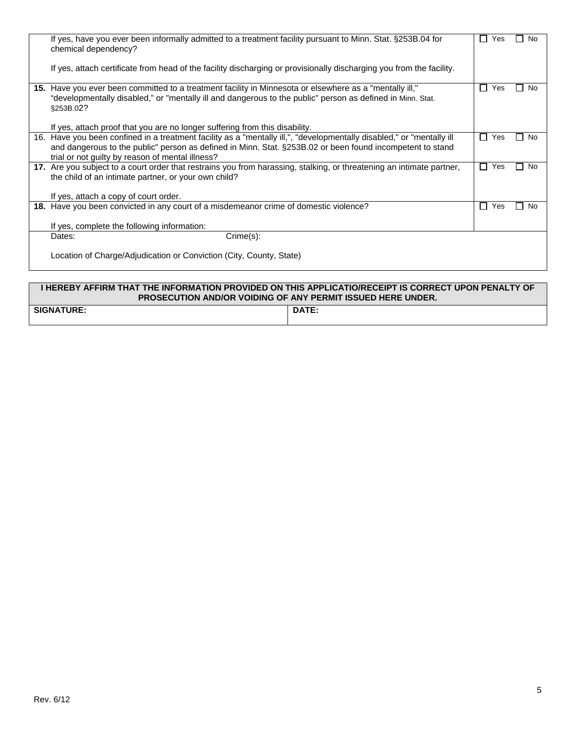| | |
|---|---|
| If yes, have you ever been informally admitted to a treatment facility pursuant to Minn. Stat. §253B.04 for chemical dependency?<br><br>If yes, attach certificate from head of the facility discharging or provisionally discharging you from the facility. | ☐ Yes ☐ No |
| **15.** Have you ever been committed to a treatment facility in Minnesota or elsewhere as a "mentally ill," "developmentally disabled," or "mentally ill and dangerous to the public" person as defined in Minn. Stat. §253B.02?<br><br>If yes, attach proof that you are no longer suffering from this disability. | ☐ Yes ☐ No |
| 16. Have you been confined in a treatment facility as a "mentally ill,", "developmentally disabled," or "mentally ill and dangerous to the public" person as defined in Minn. Stat. §253B.02 or been found incompetent to stand trial or not guilty by reason of mental illness? | ☐ Yes ☐ No |
| **17.** Are you subject to a court order that restrains you from harassing, stalking, or threatening an intimate partner, the child of an intimate partner, or your own child?<br><br>If yes, attach a copy of court order. | ☐ Yes ☐ No |
| **18.** Have you been convicted in any court of a misdemeanor crime of domestic violence?<br><br>If yes, complete the following information: | ☐ Yes ☐ No |
| Dates: Crime(s):<br><br>Location of Charge/Adjudication or Conviction (City, County, State) | |

| **I HEREBY AFFIRM THAT THE INFORMATION PROVIDED ON THIS APPLICATIO/RECEIPT IS CORRECT UPON PENALTY OF PROSECUTION AND/OR VOIDING OF ANY PERMIT ISSUED HERE UNDER.** | |
|---|---|
| **SIGNATURE:** | **DATE:** |

Rev. 6/12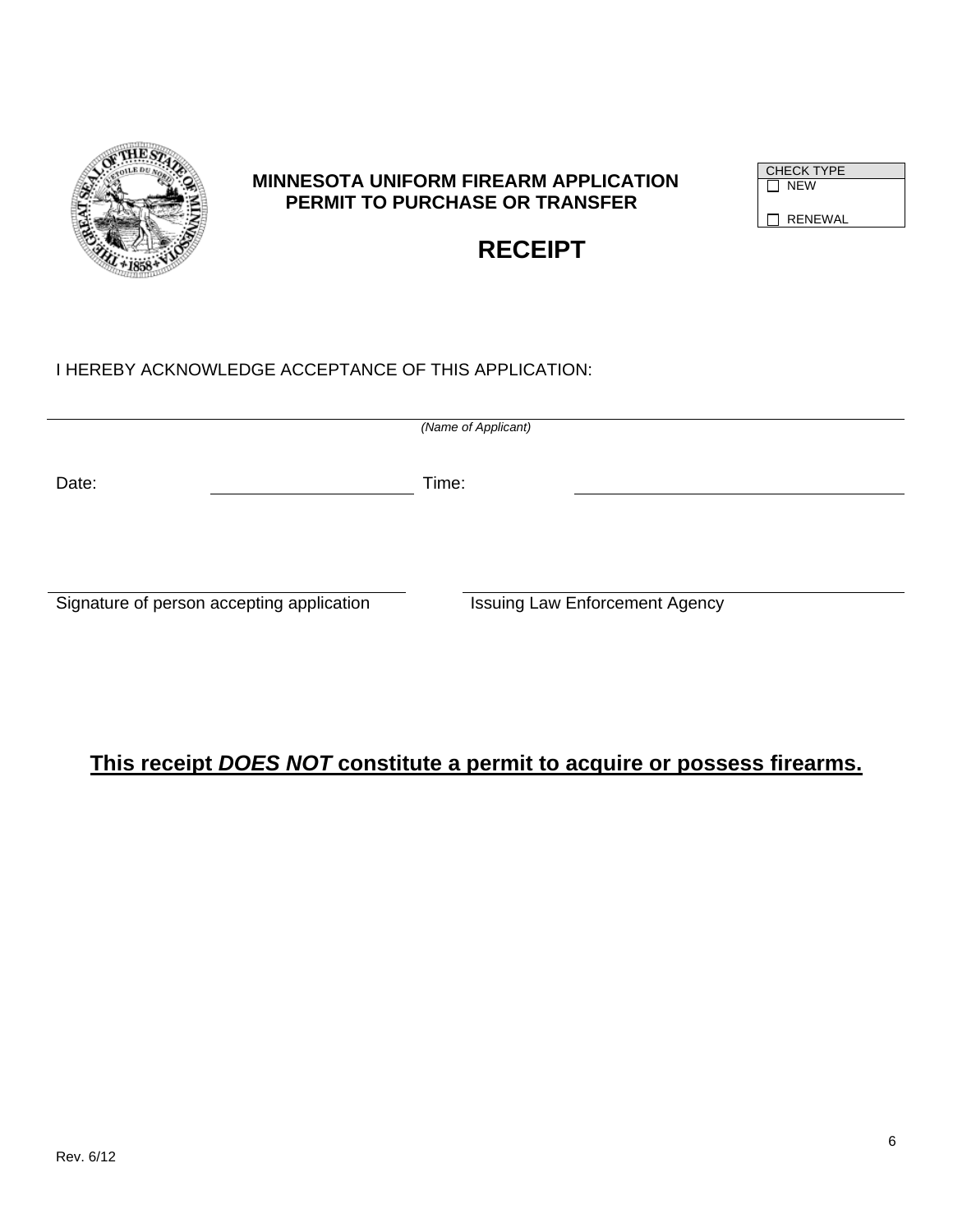**MINNESOTA UNIFORM FIREARM APPLICATION**
**PERMIT TO PURCHASE OR TRANSFER**

| CHECK TYPE |
|---|
| ☐ NEW |
| ☐ RENEWAL |

# RECEIPT

I HEREBY ACKNOWLEDGE ACCEPTANCE OF THIS APPLICATION:

\_\_\_\_\_\_\_\_\_\_\_\_\_\_\_\_\_\_\_\_\_\_\_\_\_\_\_\_\_\_\_\_\_\_\_\_\_\_\_\_\_\_\_\_\_\_\_\_\_\_\_\_\_\_\_\_
*(Name of Applicant)*

Date: \_\_\_\_\_\_\_\_\_\_\_\_\_\_\_\_\_\_\_\_ Time: \_\_\_\_\_\_\_\_\_\_\_\_\_\_\_\_\_\_\_\_\_\_\_\_\_\_\_\_\_\_

\_\_\_\_\_\_\_\_\_\_\_\_\_\_\_\_\_\_\_\_\_\_\_\_\_\_\_\_\_\_\_\_\_\_ \_\_\_\_\_\_\_\_\_\_\_\_\_\_\_\_\_\_\_\_\_\_\_\_\_\_\_\_\_\_\_\_\_\_
Signature of person accepting application Issuing Law Enforcement Agency

**<u>This receipt *DOES NOT* constitute a permit to acquire or possess firearms.</u>**

Rev. 6/12